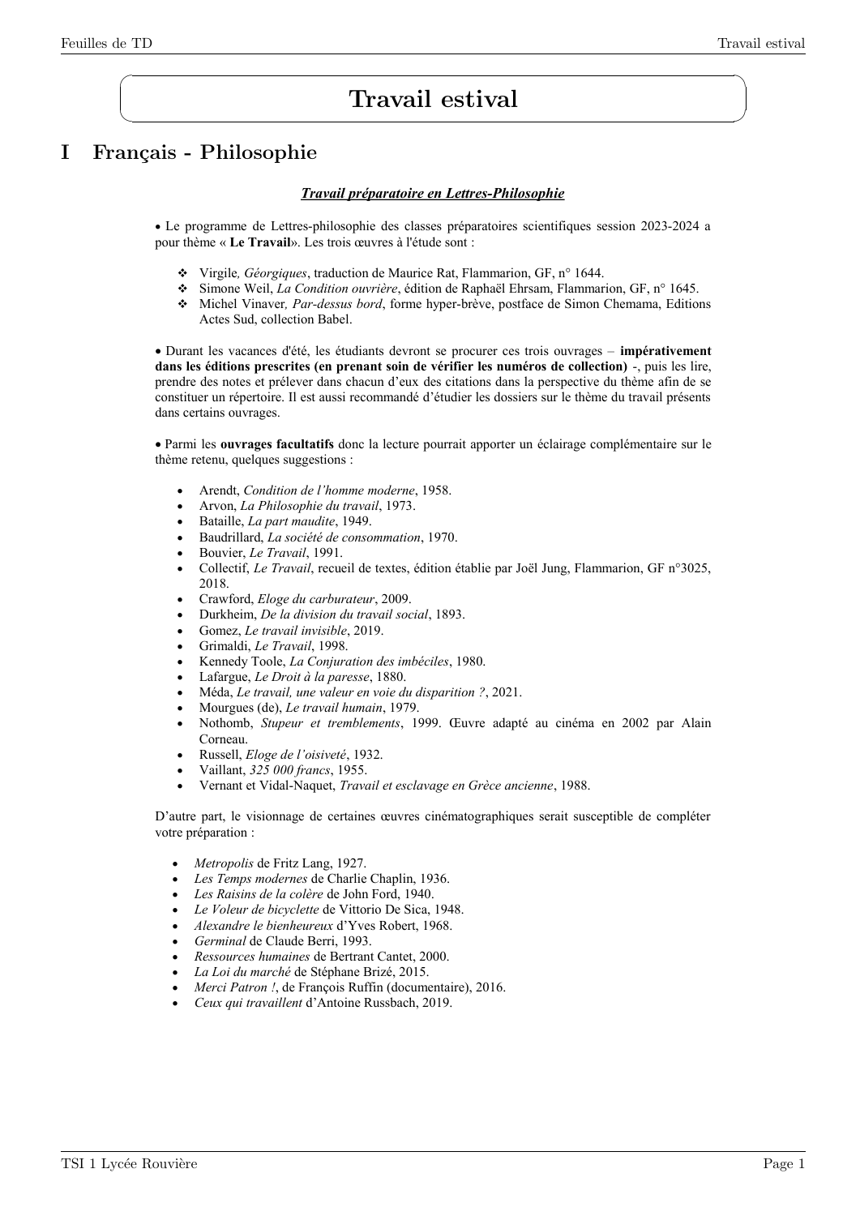# Travail estival

## I Français - Philosophie

***Travail préparatoire en Lettres-Philosophie***

• Le programme de Lettres-philosophie des classes préparatoires scientifiques session 2023-2024 a pour thème « **Le Travail**». Les trois œuvres à l'étude sont :

- Virgile*, Géorgiques*, traduction de Maurice Rat, Flammarion, GF, n° 1644.
- Simone Weil, *La Condition ouvrière*, édition de Raphaël Ehrsam, Flammarion, GF, n° 1645.
- Michel Vinaver*, Par-dessus bord*, forme hyper-brève, postface de Simon Chemama, Editions Actes Sud, collection Babel.

• Durant les vacances d'été, les étudiants devront se procurer ces trois ouvrages – **impérativement dans les éditions prescrites (en prenant soin de vérifier les numéros de collection)** -, puis les lire, prendre des notes et prélever dans chacun d'eux des citations dans la perspective du thème afin de se constituer un répertoire. Il est aussi recommandé d'étudier les dossiers sur le thème du travail présents dans certains ouvrages.

• Parmi les **ouvrages facultatifs** donc la lecture pourrait apporter un éclairage complémentaire sur le thème retenu, quelques suggestions :

- Arendt, *Condition de l'homme moderne*, 1958.
- Arvon, *La Philosophie du travail*, 1973.
- Bataille, *La part maudite*, 1949.
- Baudrillard, *La société de consommation*, 1970.
- Bouvier, *Le Travail*, 1991.
- Collectif, *Le Travail*, recueil de textes, édition établie par Joël Jung, Flammarion, GF n°3025, 2018.
- Crawford, *Eloge du carburateur*, 2009.
- Durkheim, *De la division du travail social*, 1893.
- Gomez, *Le travail invisible*, 2019.
- Grimaldi, *Le Travail*, 1998.
- Kennedy Toole, *La Conjuration des imbéciles*, 1980.
- Lafargue, *Le Droit à la paresse*, 1880.
- Méda, *Le travail, une valeur en voie du disparition ?*, 2021.
- Mourgues (de), *Le travail humain*, 1979.
- Nothomb, *Stupeur et tremblements*, 1999. Œuvre adapté au cinéma en 2002 par Alain Corneau.
- Russell, *Eloge de l'oisiveté*, 1932.
- Vaillant, *325 000 francs*, 1955.
- Vernant et Vidal-Naquet, *Travail et esclavage en Grèce ancienne*, 1988.

D'autre part, le visionnage de certaines œuvres cinématographiques serait susceptible de compléter votre préparation :

- *Metropolis* de Fritz Lang, 1927.
- *Les Temps modernes* de Charlie Chaplin, 1936.
- *Les Raisins de la colère* de John Ford, 1940.
- *Le Voleur de bicyclette* de Vittorio De Sica, 1948.
- *Alexandre le bienheureux* d'Yves Robert, 1968.
- *Germinal* de Claude Berri, 1993.
- *Ressources humaines* de Bertrant Cantet, 2000.
- *La Loi du marché* de Stéphane Brizé, 2015.
- *Merci Patron !*, de François Ruffin (documentaire), 2016.
- *Ceux qui travaillent* d'Antoine Russbach, 2019.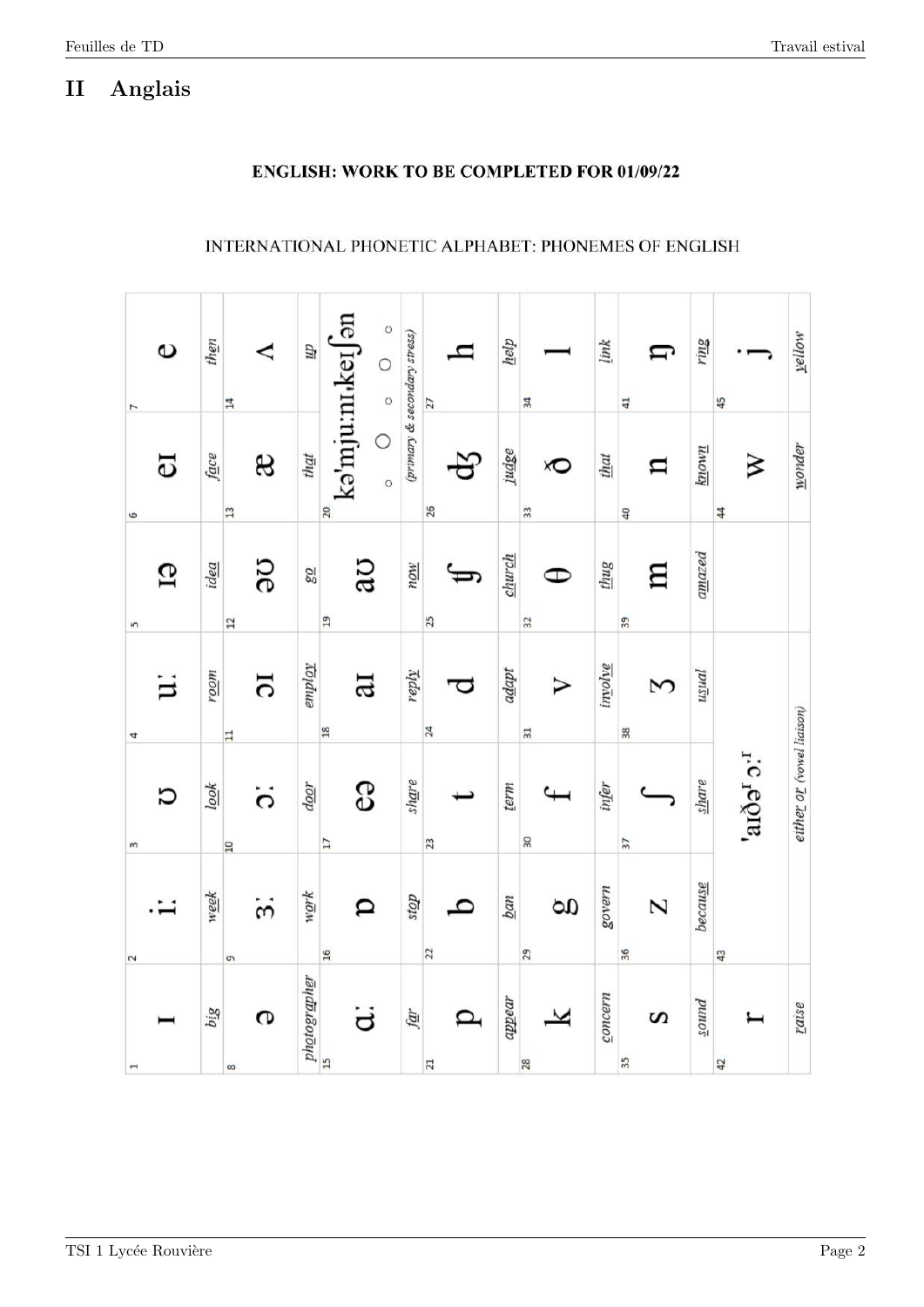# II Anglais

**ENGLISH: WORK TO BE COMPLETED FOR 01/09/22**

INTERNATIONAL PHONETIC ALPHABET: PHONEMES OF ENGLISH

| 1 | 2 | 3 | 4 | 5 | 6 | 7 |
|---|---|---|---|---|---|---|
| ɪ | iː | ʊ | uː | ɪə | eɪ | e |
| *big* | *week* | *look* | *room* | *idea* | *face* | *then* |
| **8** | **9** | **10** | **11** | **12** | **13** | **14** |
| ə | ɜː | ɔː | ɔɪ | əʊ | æ | ʌ |
| *photographer* | *work* | *door* | *employ* | *go* | *that* | *up* |
| **15** | **16** | **17** | **18** | **19** | **20** | |
| ɑː | ɒ | eə | aɪ | aʊ | kəˈmjuːnɪˌkeɪʃən ○ ◯ ○ ○ ○ | |
| *far* | *stop* | *share* | *reply* | *now* | *(primary & secondary stress)* | |
| **21** | **22** | **23** | **24** | **25** | **26** | **27** |
| p | b | t | d | tʃ | dʒ | h |
| *appear* | *ban* | *term* | *adapt* | *church* | *judge* | *help* |
| **28** | **29** | **30** | **31** | **32** | **33** | **34** |
| k | g | f | v | θ | ð | l |
| *concern* | *govern* | *infer* | *involve* | *thug* | *that* | *link* |
| **35** | **36** | **37** | **38** | **39** | **40** | **41** |
| s | z | ʃ | ʒ | m | n | ŋ |
| *sound* | *because* | *share* | *usual* | *amazed* | *known* | *ring* |
| **42** | **43** | | | | **44** | **45** |
| r | ˈaɪðəʳ ɔː | | | | w | j |
| *raise* | *either or (vowel liaison)* | | | | *wonder* | *yellow* |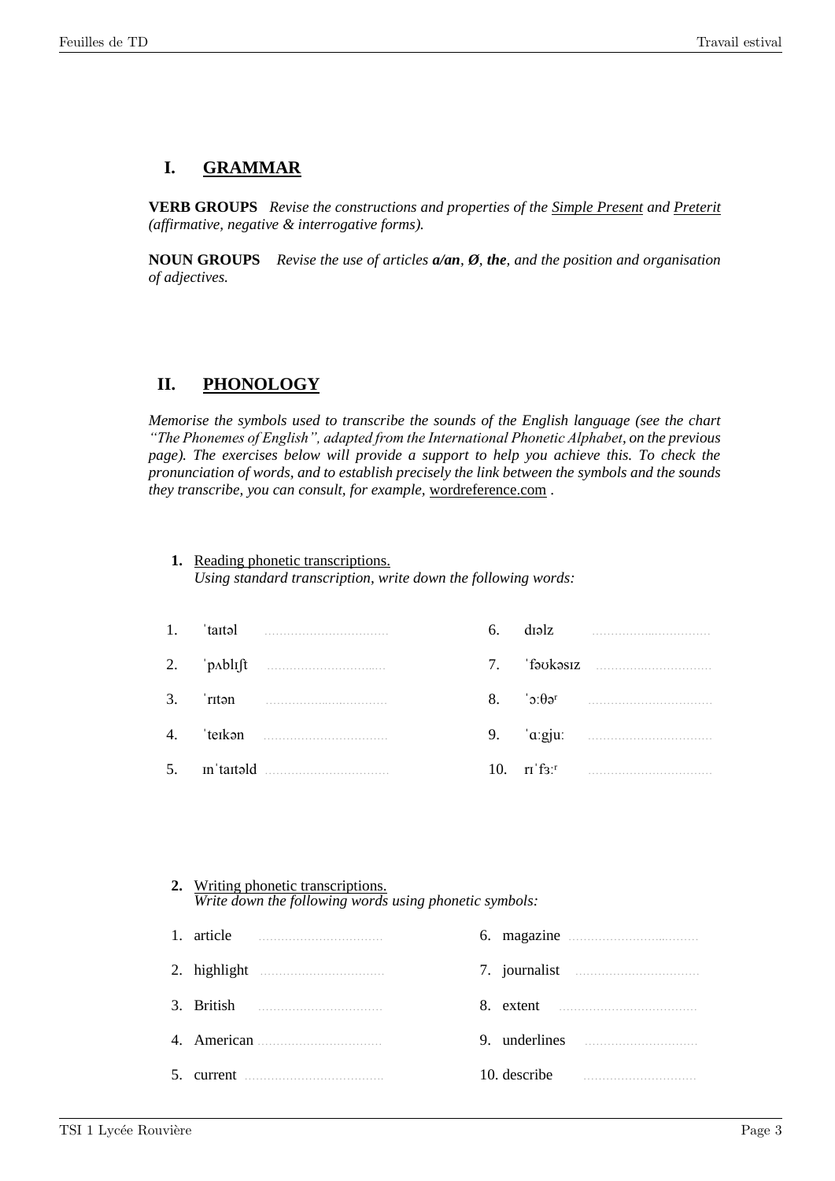# I. GRAMMAR

**VERB GROUPS** *Revise the constructions and properties of the* *Simple Present* *and* *Preterit* *(affirmative, negative & interrogative forms).*

**NOUN GROUPS** *Revise the use of articles* ***a/an***, ***Ø***, ***the****, and the position and organisation of adjectives.*

# II. PHONOLOGY

*Memorise the symbols used to transcribe the sounds of the English language (see the chart "The Phonemes of English", adapted from the International Phonetic Alphabet, on the previous page). The exercises below will provide a support to help you achieve this. To check the pronunciation of words, and to establish precisely the link between the symbols and the sounds they transcribe, you can consult, for example,* wordreference.com .

**1.** Reading phonetic transcriptions.
*Using standard transcription, write down the following words:*

| | | | |
|---|---|---|---|
| 1. ˈtaɪtəl | ................................ | 6. dɪəlz | ................................ |
| 2. ˈpʌblɪʃt | ................................ | 7. ˈfəʊkəsɪz | ................................ |
| 3. ˈrɪtən | ................................ | 8. ˈɔːθəʳ | ................................ |
| 4. ˈteɪkən | ................................ | 9. ˈɑːgjuː | ................................ |
| 5. ɪnˈtaɪtəld | ................................ | 10. rɪˈfɜːʳ | ................................ |

**2.** Writing phonetic transcriptions.
*Write down the following words using phonetic symbols:*

| | | | |
|---|---|---|---|
| 1. article | ................................ | 6. magazine | ................................ |
| 2. highlight | ................................ | 7. journalist | ................................ |
| 3. British | ................................ | 8. extent | ................................ |
| 4. American | ................................ | 9. underlines | ................................ |
| 5. current | ................................ | 10. describe | ................................ |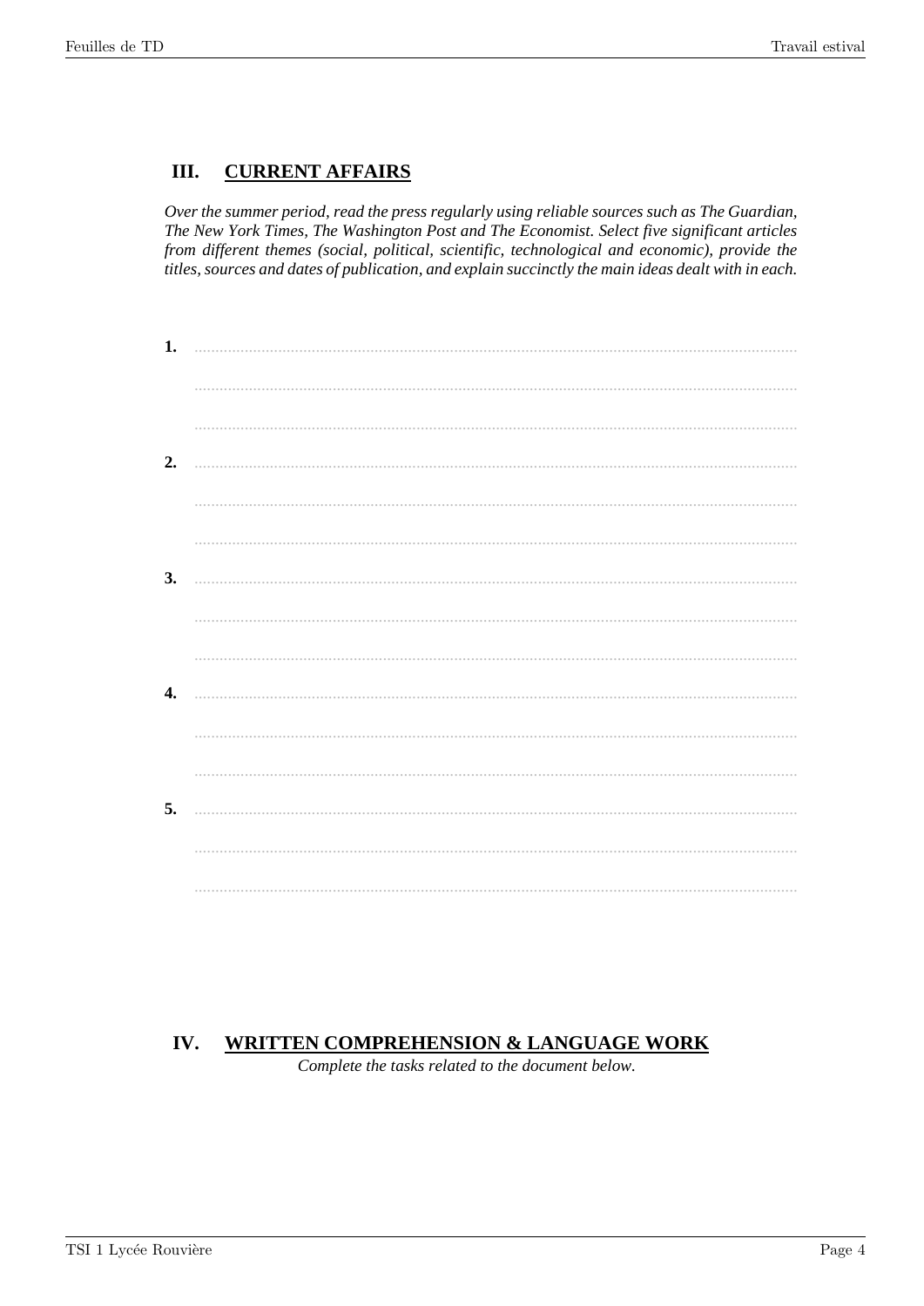## III. CURRENT AFFAIRS

*Over the summer period, read the press regularly using reliable sources such as The Guardian, The New York Times, The Washington Post and The Economist. Select five significant articles from different themes (social, political, scientific, technological and economic), provide the titles, sources and dates of publication, and explain succinctly the main ideas dealt with in each.*

**1.** ..............................................................................................................................

..............................................................................................................................

..............................................................................................................................

**2.** ..............................................................................................................................

..............................................................................................................................

..............................................................................................................................

**3.** ..............................................................................................................................

..............................................................................................................................

..............................................................................................................................

**4.** ..............................................................................................................................

..............................................................................................................................

..............................................................................................................................

**5.** ..............................................................................................................................

..............................................................................................................................

..............................................................................................................................

## IV. WRITTEN COMPREHENSION & LANGUAGE WORK

*Complete the tasks related to the document below.*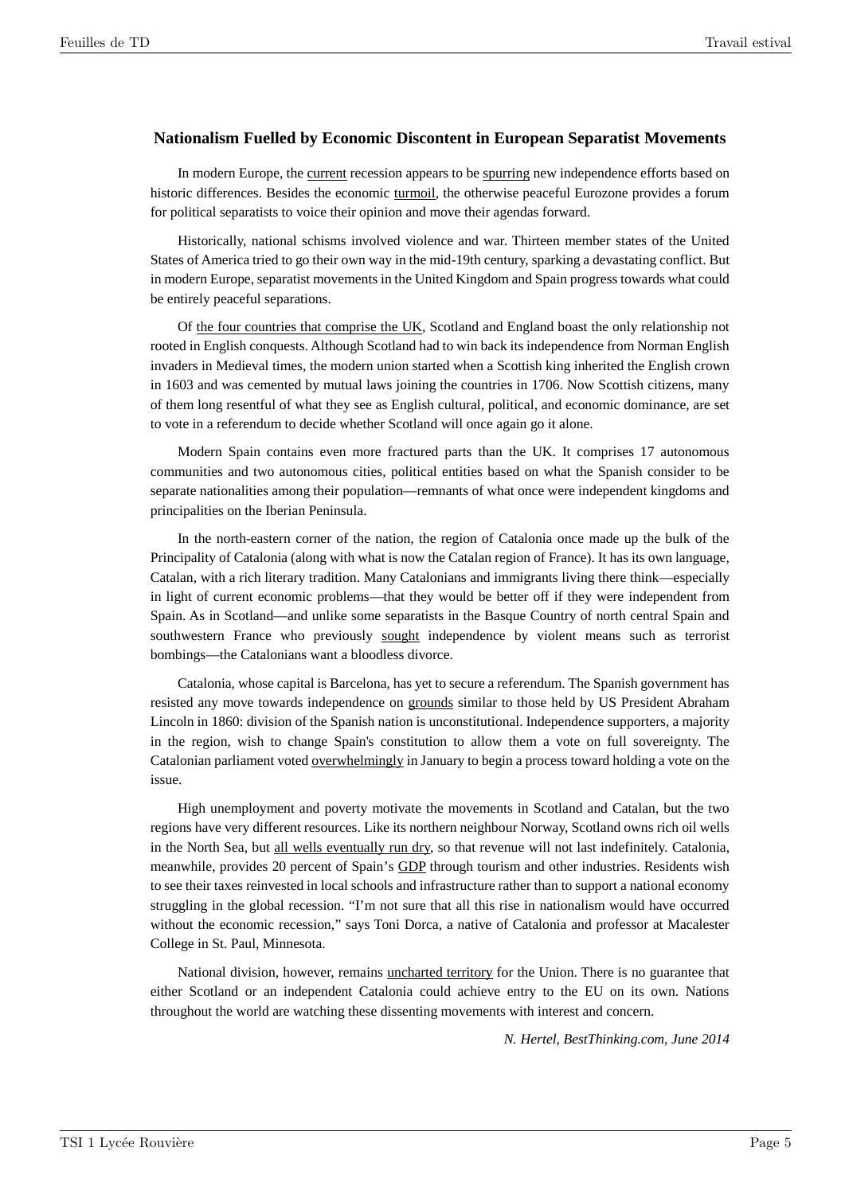### Nationalism Fuelled by Economic Discontent in European Separatist Movements

In modern Europe, the current recession appears to be spurring new independence efforts based on historic differences. Besides the economic turmoil, the otherwise peaceful Eurozone provides a forum for political separatists to voice their opinion and move their agendas forward.

Historically, national schisms involved violence and war. Thirteen member states of the United States of America tried to go their own way in the mid-19th century, sparking a devastating conflict. But in modern Europe, separatist movements in the United Kingdom and Spain progress towards what could be entirely peaceful separations.

Of the four countries that comprise the UK, Scotland and England boast the only relationship not rooted in English conquests. Although Scotland had to win back its independence from Norman English invaders in Medieval times, the modern union started when a Scottish king inherited the English crown in 1603 and was cemented by mutual laws joining the countries in 1706. Now Scottish citizens, many of them long resentful of what they see as English cultural, political, and economic dominance, are set to vote in a referendum to decide whether Scotland will once again go it alone.

Modern Spain contains even more fractured parts than the UK. It comprises 17 autonomous communities and two autonomous cities, political entities based on what the Spanish consider to be separate nationalities among their population—remnants of what once were independent kingdoms and principalities on the Iberian Peninsula.

In the north-eastern corner of the nation, the region of Catalonia once made up the bulk of the Principality of Catalonia (along with what is now the Catalan region of France). It has its own language, Catalan, with a rich literary tradition. Many Catalonians and immigrants living there think—especially in light of current economic problems—that they would be better off if they were independent from Spain. As in Scotland—and unlike some separatists in the Basque Country of north central Spain and southwestern France who previously sought independence by violent means such as terrorist bombings—the Catalonians want a bloodless divorce.

Catalonia, whose capital is Barcelona, has yet to secure a referendum. The Spanish government has resisted any move towards independence on grounds similar to those held by US President Abraham Lincoln in 1860: division of the Spanish nation is unconstitutional. Independence supporters, a majority in the region, wish to change Spain's constitution to allow them a vote on full sovereignty. The Catalonian parliament voted overwhelmingly in January to begin a process toward holding a vote on the issue.

High unemployment and poverty motivate the movements in Scotland and Catalan, but the two regions have very different resources. Like its northern neighbour Norway, Scotland owns rich oil wells in the North Sea, but all wells eventually run dry, so that revenue will not last indefinitely. Catalonia, meanwhile, provides 20 percent of Spain's GDP through tourism and other industries. Residents wish to see their taxes reinvested in local schools and infrastructure rather than to support a national economy struggling in the global recession. "I'm not sure that all this rise in nationalism would have occurred without the economic recession," says Toni Dorca, a native of Catalonia and professor at Macalester College in St. Paul, Minnesota.

National division, however, remains uncharted territory for the Union. There is no guarantee that either Scotland or an independent Catalonia could achieve entry to the EU on its own. Nations throughout the world are watching these dissenting movements with interest and concern.

*N. Hertel, BestThinking.com, June 2014*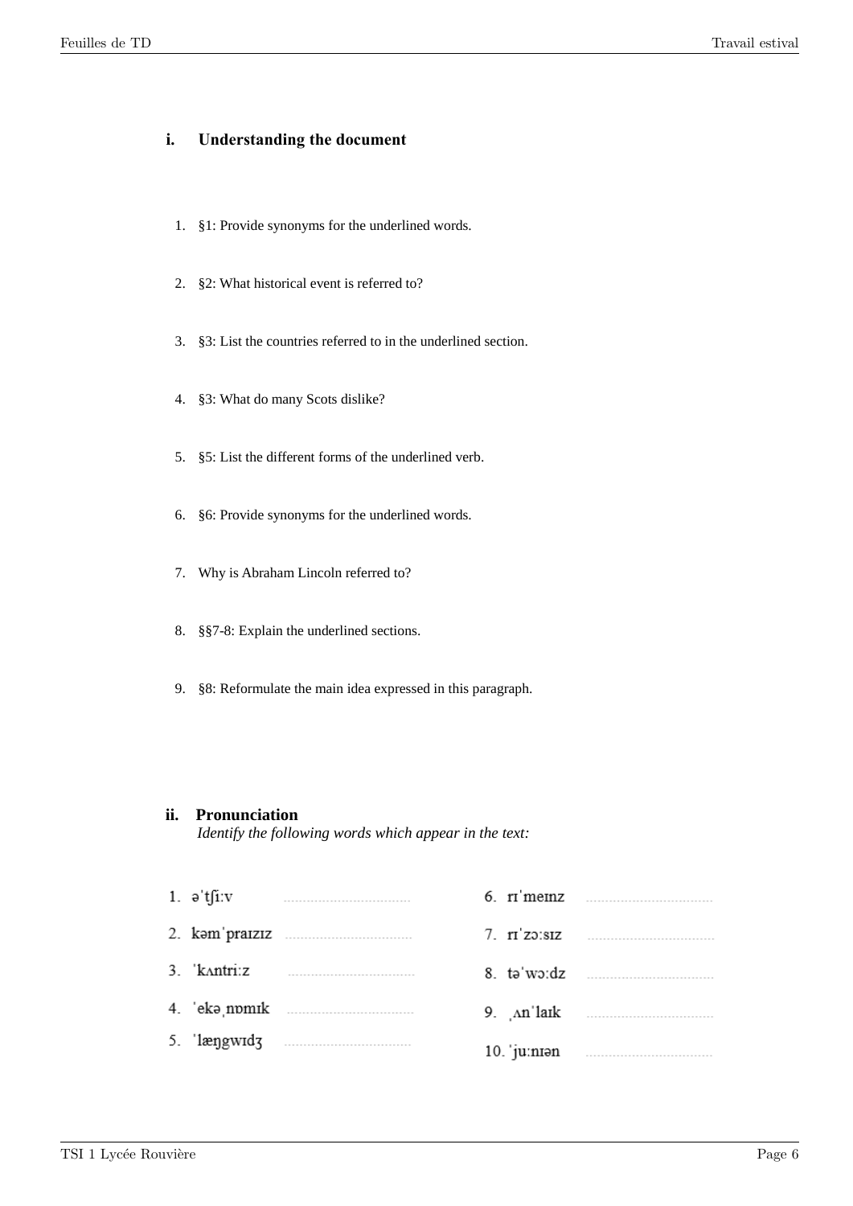## i. Understanding the document

1. §1: Provide synonyms for the underlined words.

2. §2: What historical event is referred to?

3. §3: List the countries referred to in the underlined section.

4. §3: What do many Scots dislike?

5. §5: List the different forms of the underlined verb.

6. §6: Provide synonyms for the underlined words.

7. Why is Abraham Lincoln referred to?

8. §§7-8: Explain the underlined sections.

9. §8: Reformulate the main idea expressed in this paragraph.

## ii. Pronunciation

*Identify the following words which appear in the text:*

1. əˈtʃiːv ..............................
2. kəmˈpraɪzɪz ..............................
3. ˈkʌntriːz ..............................
4. ˈekəˌnɒmɪk ..............................
5. ˈlæŋgwɪdʒ ..............................
6. rɪˈmeɪnz ..............................
7. rɪˈzɔːsɪz ..............................
8. təˈwɔːdz ..............................
9. ˌʌnˈlaɪk ..............................
10. ˈjuːnɪən ..............................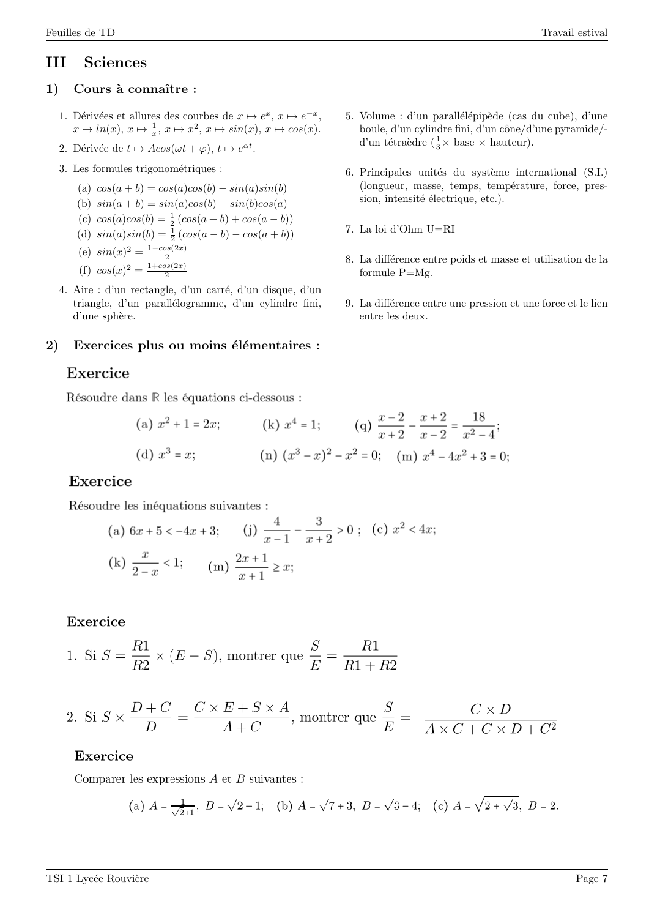# III Sciences

## 1) Cours à connaître :

1. Dérivées et allures des courbes de $x \mapsto e^x$, $x \mapsto e^{-x}$, $x \mapsto ln(x)$, $x \mapsto \frac{1}{x}$, $x \mapsto x^2$, $x \mapsto sin(x)$, $x \mapsto cos(x)$.
2. Dérivée de $t \mapsto Acos(\omega t + \varphi)$, $t \mapsto e^{\alpha t}$.
3. Les formules trigonométriques :
   (a) $cos(a+b) = cos(a)cos(b) - sin(a)sin(b)$
   (b) $sin(a+b) = sin(a)cos(b) + sin(b)cos(a)$
   (c) $cos(a)cos(b) = \frac{1}{2}(cos(a+b) + cos(a-b))$
   (d) $sin(a)sin(b) = \frac{1}{2}(cos(a-b) - cos(a+b))$
   (e) $sin(x)^2 = \frac{1-cos(2x)}{2}$
   (f) $cos(x)^2 = \frac{1+cos(2x)}{2}$
4. Aire : d'un rectangle, d'un carré, d'un disque, d'un triangle, d'un parallélogramme, d'un cylindre fini, d'une sphère.
5. Volume : d'un parallélépipède (cas du cube), d'une boule, d'un cylindre fini, d'un cône/d'une pyramide/-d'un tétraèdre ($\frac{1}{3}\times$ base $\times$ hauteur).
6. Principales unités du système international (S.I.) (longueur, masse, temps, température, force, pression, intensité électrique, etc.).
7. La loi d'Ohm U=RI
8. La différence entre poids et masse et utilisation de la formule P=Mg.
9. La différence entre une pression et une force et le lien entre les deux.

## 2) Exercices plus ou moins élémentaires :

### Exercice

Résoudre dans $\mathbb{R}$ les équations ci-dessous :

(a) $x^2 + 1 = 2x$; (k) $x^4 = 1$; (q) $\frac{x-2}{x+2} - \frac{x+2}{x-2} = \frac{18}{x^2-4}$;

(d) $x^3 = x$; (n) $(x^3 - x)^2 - x^2 = 0$; (m) $x^4 - 4x^2 + 3 = 0$;

### Exercice

Résoudre les inéquations suivantes :

(a) $6x + 5 < -4x + 3$; (j) $\frac{4}{x-1} - \frac{3}{x+2} > 0$ ; (c) $x^2 < 4x$;

(k) $\frac{x}{2-x} < 1$; (m) $\frac{2x+1}{x+1} \geq x$;

### Exercice

1. Si $S = \frac{R1}{R2} \times (E - S)$, montrer que $\frac{S}{E} = \frac{R1}{R1 + R2}$
2. Si $S \times \frac{D+C}{D} = \frac{C \times E + S \times A}{A + C}$, montrer que $\frac{S}{E} = \frac{C \times D}{A \times C + C \times D + C^2}$

### Exercice

Comparer les expressions $A$ et $B$ suivantes :

(a) $A = \frac{1}{\sqrt{2}+1}$, $B = \sqrt{2} - 1$; (b) $A = \sqrt{7} + 3$, $B = \sqrt{3} + 4$; (c) $A = \sqrt{2 + \sqrt{3}}$, $B = 2$.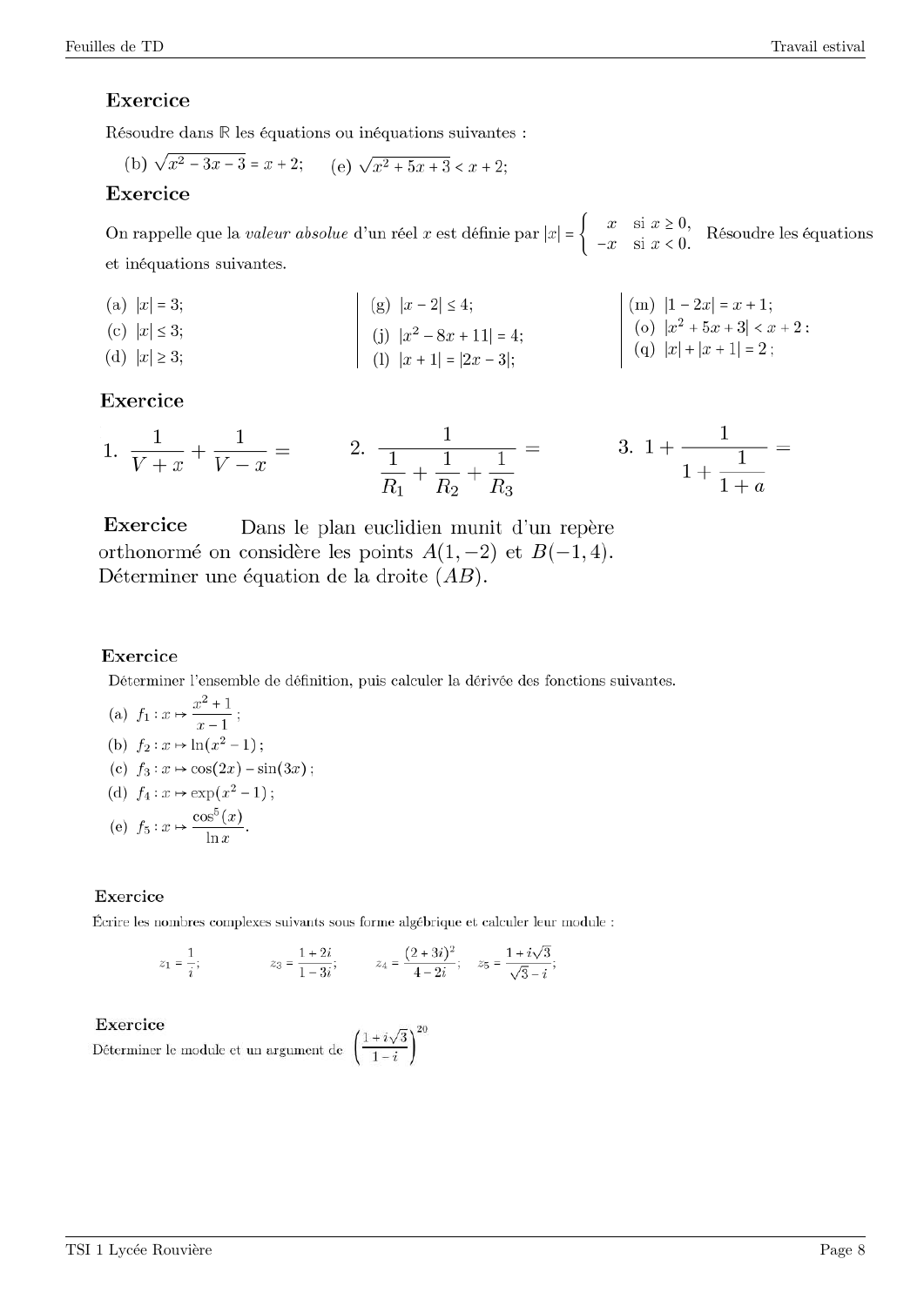### Exercice

Résoudre dans $\mathbb{R}$ les équations ou inéquations suivantes :

(b) $\sqrt{x^2 - 3x - 3} = x + 2$; (e) $\sqrt{x^2 + 5x + 3} < x + 2$;

### Exercice

On rappelle que la *valeur absolue* d'un réel $x$ est définie par $|x| = \begin{cases} x & \text{si } x \geq 0, \\ -x & \text{si } x < 0. \end{cases}$ Résoudre les équations et inéquations suivantes.

(a) $|x| = 3$;

(c) $|x| \leq 3$;

(d) $|x| \geq 3$;

(g) $|x - 2| \leq 4$;

(j) $|x^2 - 8x + 11| = 4$;

(l) $|x + 1| = |2x - 3|$;

(m) $|1 - 2x| = x + 1$;

(o) $|x^2 + 5x + 3| < x + 2$ :

(q) $|x| + |x + 1| = 2$ ;

### Exercice

1. $\dfrac{1}{V+x} + \dfrac{1}{V-x} =$

2. $\dfrac{1}{\dfrac{1}{R_1} + \dfrac{1}{R_2} + \dfrac{1}{R_3}} =$

3. $1 + \dfrac{1}{1 + \dfrac{1}{1+a}} =$

### Exercice

Dans le plan euclidien munit d'un repère orthonormé on considère les points $A(1, -2)$ et $B(-1, 4)$. Déterminer une équation de la droite $(AB)$.

### Exercice

Déterminer l'ensemble de définition, puis calculer la dérivée des fonctions suivantes.

(a) $f_1 : x \mapsto \dfrac{x^2+1}{x-1}$ ;

(b) $f_2 : x \mapsto \ln(x^2 - 1)$ ;

(c) $f_3 : x \mapsto \cos(2x) - \sin(3x)$ ;

(d) $f_4 : x \mapsto \exp(x^2 - 1)$ ;

(e) $f_5 : x \mapsto \dfrac{\cos^5(x)}{\ln x}$.

### Exercice

Écrire les nombres complexes suivants sous forme algébrique et calculer leur module :

$z_1 = \dfrac{1}{i}$; $\quad z_3 = \dfrac{1+2i}{1-3i}$; $\quad z_4 = \dfrac{(2+3i)^2}{4-2i}$; $\quad z_5 = \dfrac{1+i\sqrt{3}}{\sqrt{3}-i}$;

### Exercice

Déterminer le module et un argument de $\left(\dfrac{1+i\sqrt{3}}{1-i}\right)^{20}$